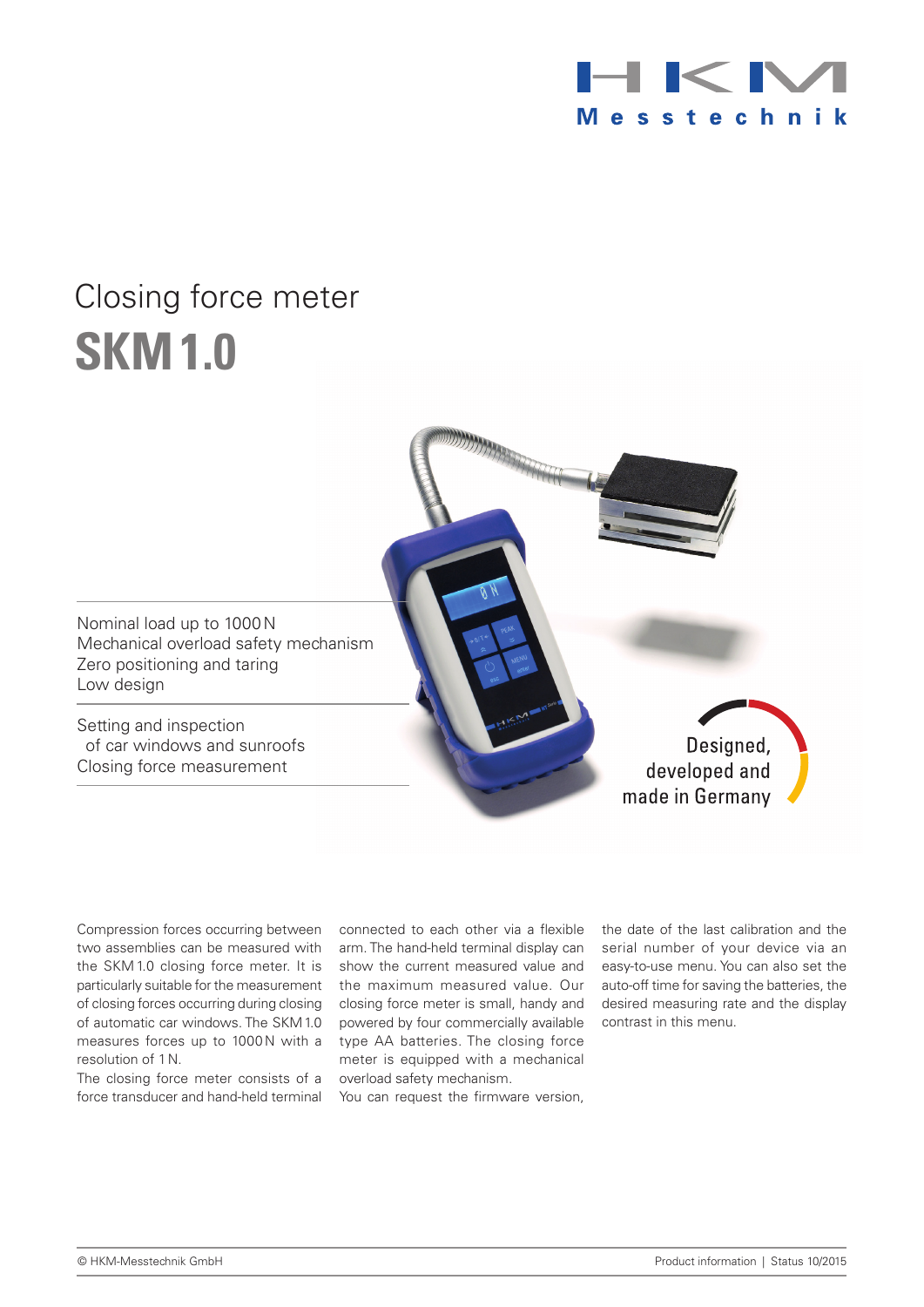HKM Messtechnik

# Closing force meter
## SKM 1.0

Nominal load up to 1000 N
Mechanical overload safety mechanism
Zero positioning and taring
Low design

Setting and inspection
of car windows and sunroofs
Closing force measurement

Designed, developed and made in Germany

Compression forces occurring between two assemblies can be measured with the SKM 1.0 closing force meter. It is particularly suitable for the measurement of closing forces occurring during closing of automatic car windows. The SKM 1.0 measures forces up to 1000 N with a resolution of 1 N.
The closing force meter consists of a force transducer and hand-held terminal connected to each other via a flexible arm. The hand-held terminal display can show the current measured value and the maximum measured value. Our closing force meter is small, handy and powered by four commercially available type AA batteries. The closing force meter is equipped with a mechanical overload safety mechanism.
You can request the firmware version, the date of the last calibration and the serial number of your device via an easy-to-use menu. You can also set the auto-off time for saving the batteries, the desired measuring rate and the display contrast in this menu.

© HKM-Messtechnik GmbH | Product information | Status 10/2015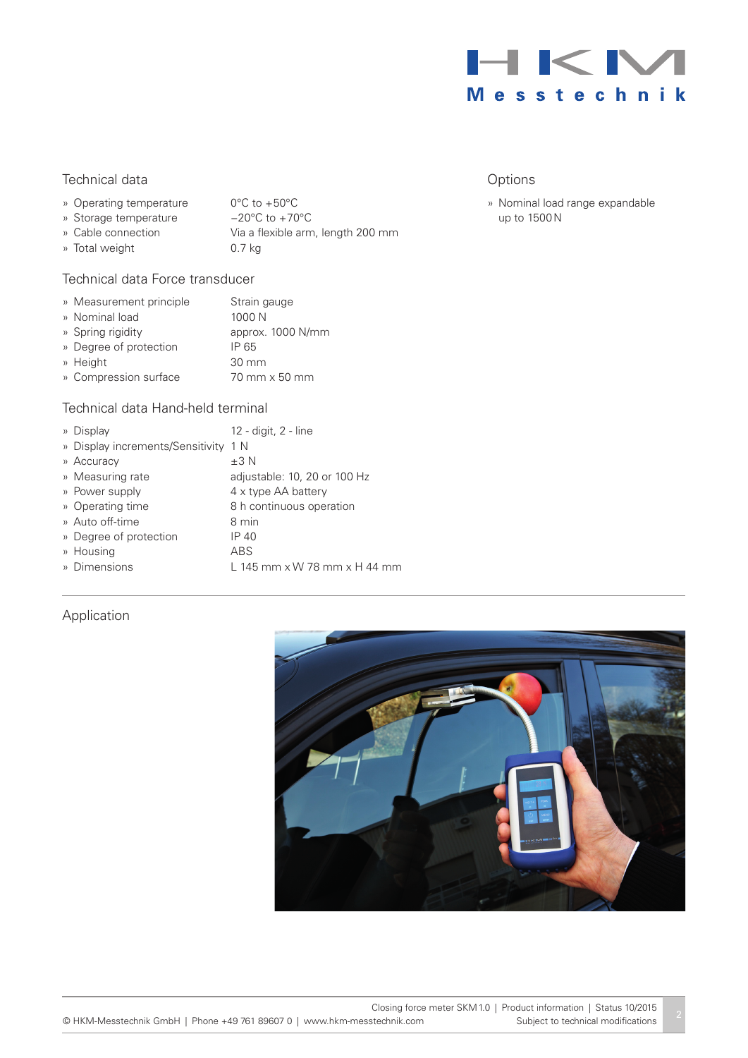## Technical data

| | |
|---|---|
| » Operating temperature | 0°C to +50°C |
| » Storage temperature | −20°C to +70°C |
| » Cable connection | Via a flexible arm, length 200 mm |
| » Total weight | 0.7 kg |

## Technical data Force transducer

| | |
|---|---|
| » Measurement principle | Strain gauge |
| » Nominal load | 1000 N |
| » Spring rigidity | approx. 1000 N/mm |
| » Degree of protection | IP 65 |
| » Height | 30 mm |
| » Compression surface | 70 mm x 50 mm |

## Technical data Hand-held terminal

| | |
|---|---|
| » Display | 12 - digit, 2 - line |
| » Display increments/Sensitivity | 1 N |
| » Accuracy | ±3 N |
| » Measuring rate | adjustable: 10, 20 or 100 Hz |
| » Power supply | 4 x type AA battery |
| » Operating time | 8 h continuous operation |
| » Auto off-time | 8 min |
| » Degree of protection | IP 40 |
| » Housing | ABS |
| » Dimensions | L 145 mm x W 78 mm x H 44 mm |

## Options

» Nominal load range expandable up to 1500 N

## Application

Closing force meter SKM 1.0 | Product information | Status 10/2015

© HKM-Messtechnik GmbH | Phone +49 761 89607 0 | www.hkm-messtechnik.com

Subject to technical modifications